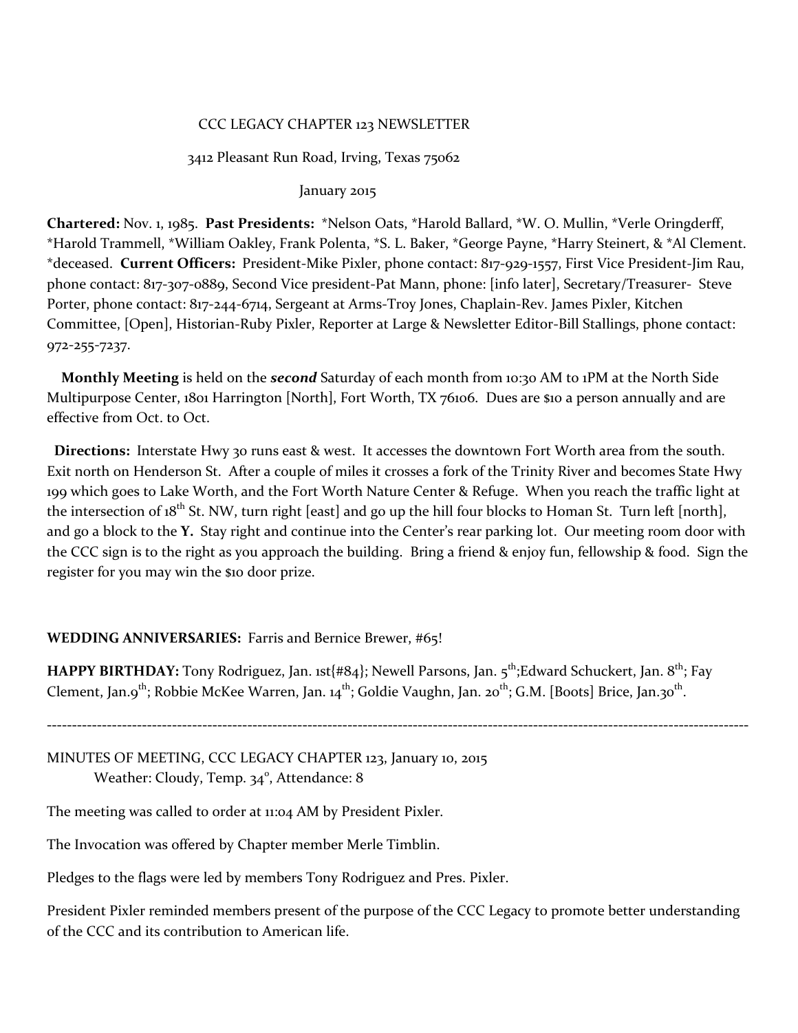CCC LEGACY CHAPTER 123 NEWSLETTER

3412 Pleasant Run Road, Irving, Texas 75062

January 2015

**Chartered:** Nov. 1, 1985. **Past Presidents:** *Nelson Oats, *Harold Ballard, *W. O. Mullin, *Verle Oringderff, *Harold Trammell, *William Oakley, Frank Polenta, *S. L. Baker, *George Payne, *Harry Steinert, & *Al Clement. *deceased. **Current Officers:** President-Mike Pixler, phone contact: 817-929-1557, First Vice President-Jim Rau, phone contact: 817-307-0889, Second Vice president-Pat Mann, phone: [info later], Secretary/Treasurer- Steve Porter, phone contact: 817-244-6714, Sergeant at Arms-Troy Jones, Chaplain-Rev. James Pixler, Kitchen Committee, [Open], Historian-Ruby Pixler, Reporter at Large & Newsletter Editor-Bill Stallings, phone contact: 972-255-7237.

**Monthly Meeting** is held on the ***second*** Saturday of each month from 10:30 AM to 1PM at the North Side Multipurpose Center, 1801 Harrington [North], Fort Worth, TX 76106. Dues are $10 a person annually and are effective from Oct. to Oct.

**Directions:** Interstate Hwy 30 runs east & west. It accesses the downtown Fort Worth area from the south. Exit north on Henderson St. After a couple of miles it crosses a fork of the Trinity River and becomes State Hwy 199 which goes to Lake Worth, and the Fort Worth Nature Center & Refuge. When you reach the traffic light at the intersection of 18th St. NW, turn right [east] and go up the hill four blocks to Homan St. Turn left [north], and go a block to the **Y.** Stay right and continue into the Center's rear parking lot. Our meeting room door with the CCC sign is to the right as you approach the building. Bring a friend & enjoy fun, fellowship & food. Sign the register for you may win the $10 door prize.

**WEDDING ANNIVERSARIES:** Farris and Bernice Brewer, #65!

**HAPPY BIRTHDAY:** Tony Rodriguez, Jan. 1st{#84}; Newell Parsons, Jan. 5th;Edward Schuckert, Jan. 8th; Fay Clement, Jan.9th; Robbie McKee Warren, Jan. 14th; Goldie Vaughn, Jan. 20th; G.M. [Boots] Brice, Jan.30th.

---

MINUTES OF MEETING, CCC LEGACY CHAPTER 123, January 10, 2015
Weather: Cloudy, Temp. 34°, Attendance: 8

The meeting was called to order at 11:04 AM by President Pixler.

The Invocation was offered by Chapter member Merle Timblin.

Pledges to the flags were led by members Tony Rodriguez and Pres. Pixler.

President Pixler reminded members present of the purpose of the CCC Legacy to promote better understanding of the CCC and its contribution to American life.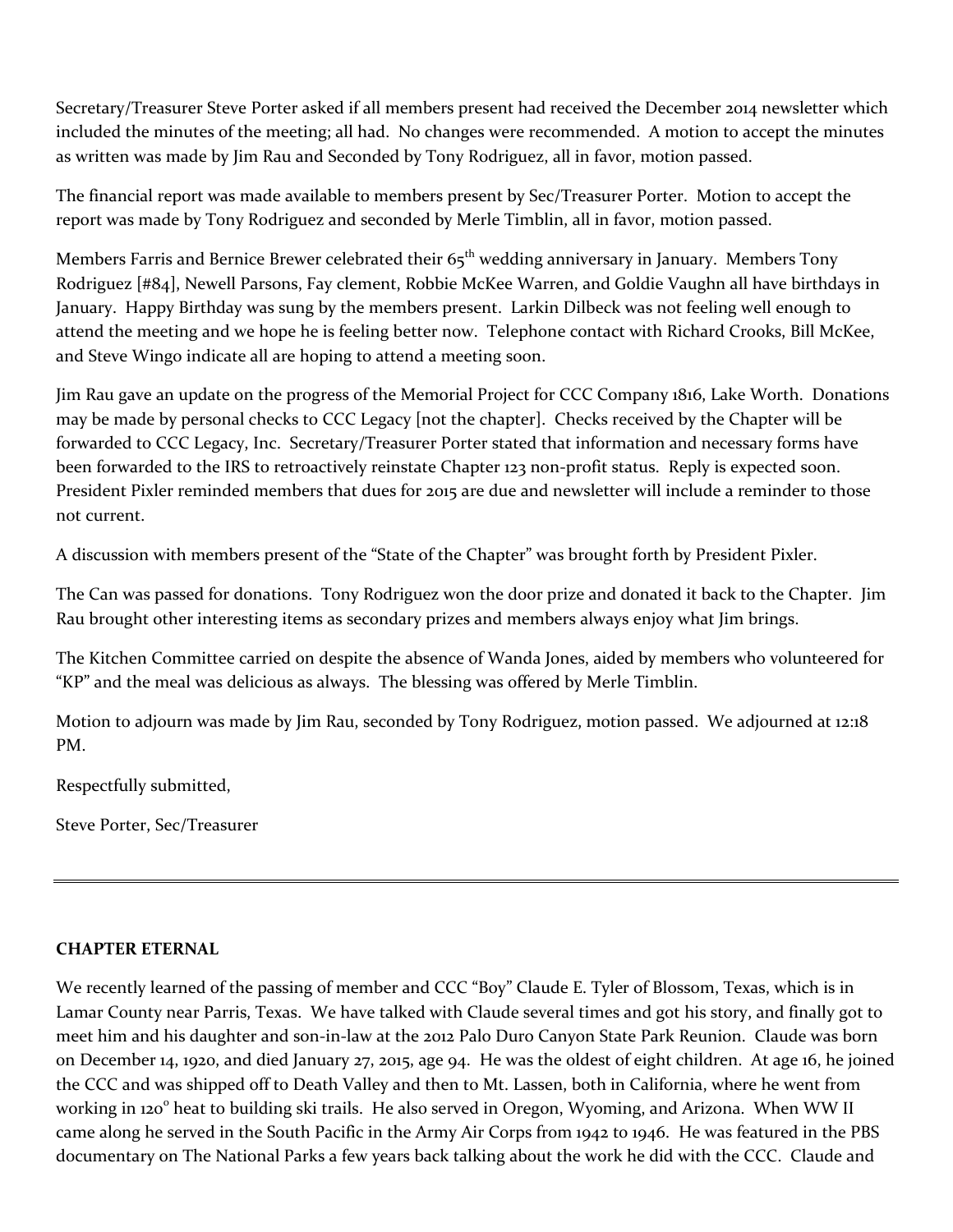Secretary/Treasurer Steve Porter asked if all members present had received the December 2014 newsletter which included the minutes of the meeting; all had. No changes were recommended. A motion to accept the minutes as written was made by Jim Rau and Seconded by Tony Rodriguez, all in favor, motion passed.

The financial report was made available to members present by Sec/Treasurer Porter. Motion to accept the report was made by Tony Rodriguez and seconded by Merle Timblin, all in favor, motion passed.

Members Farris and Bernice Brewer celebrated their 65th wedding anniversary in January. Members Tony Rodriguez [#84], Newell Parsons, Fay clement, Robbie McKee Warren, and Goldie Vaughn all have birthdays in January. Happy Birthday was sung by the members present. Larkin Dilbeck was not feeling well enough to attend the meeting and we hope he is feeling better now. Telephone contact with Richard Crooks, Bill McKee, and Steve Wingo indicate all are hoping to attend a meeting soon.

Jim Rau gave an update on the progress of the Memorial Project for CCC Company 1816, Lake Worth. Donations may be made by personal checks to CCC Legacy [not the chapter]. Checks received by the Chapter will be forwarded to CCC Legacy, Inc. Secretary/Treasurer Porter stated that information and necessary forms have been forwarded to the IRS to retroactively reinstate Chapter 123 non-profit status. Reply is expected soon. President Pixler reminded members that dues for 2015 are due and newsletter will include a reminder to those not current.

A discussion with members present of the "State of the Chapter" was brought forth by President Pixler.

The Can was passed for donations. Tony Rodriguez won the door prize and donated it back to the Chapter. Jim Rau brought other interesting items as secondary prizes and members always enjoy what Jim brings.

The Kitchen Committee carried on despite the absence of Wanda Jones, aided by members who volunteered for "KP" and the meal was delicious as always. The blessing was offered by Merle Timblin.

Motion to adjourn was made by Jim Rau, seconded by Tony Rodriguez, motion passed. We adjourned at 12:18 PM.

Respectfully submitted,

Steve Porter, Sec/Treasurer

---

**CHAPTER ETERNAL**

We recently learned of the passing of member and CCC "Boy" Claude E. Tyler of Blossom, Texas, which is in Lamar County near Parris, Texas. We have talked with Claude several times and got his story, and finally got to meet him and his daughter and son-in-law at the 2012 Palo Duro Canyon State Park Reunion. Claude was born on December 14, 1920, and died January 27, 2015, age 94. He was the oldest of eight children. At age 16, he joined the CCC and was shipped off to Death Valley and then to Mt. Lassen, both in California, where he went from working in 120° heat to building ski trails. He also served in Oregon, Wyoming, and Arizona. When WW II came along he served in the South Pacific in the Army Air Corps from 1942 to 1946. He was featured in the PBS documentary on The National Parks a few years back talking about the work he did with the CCC. Claude and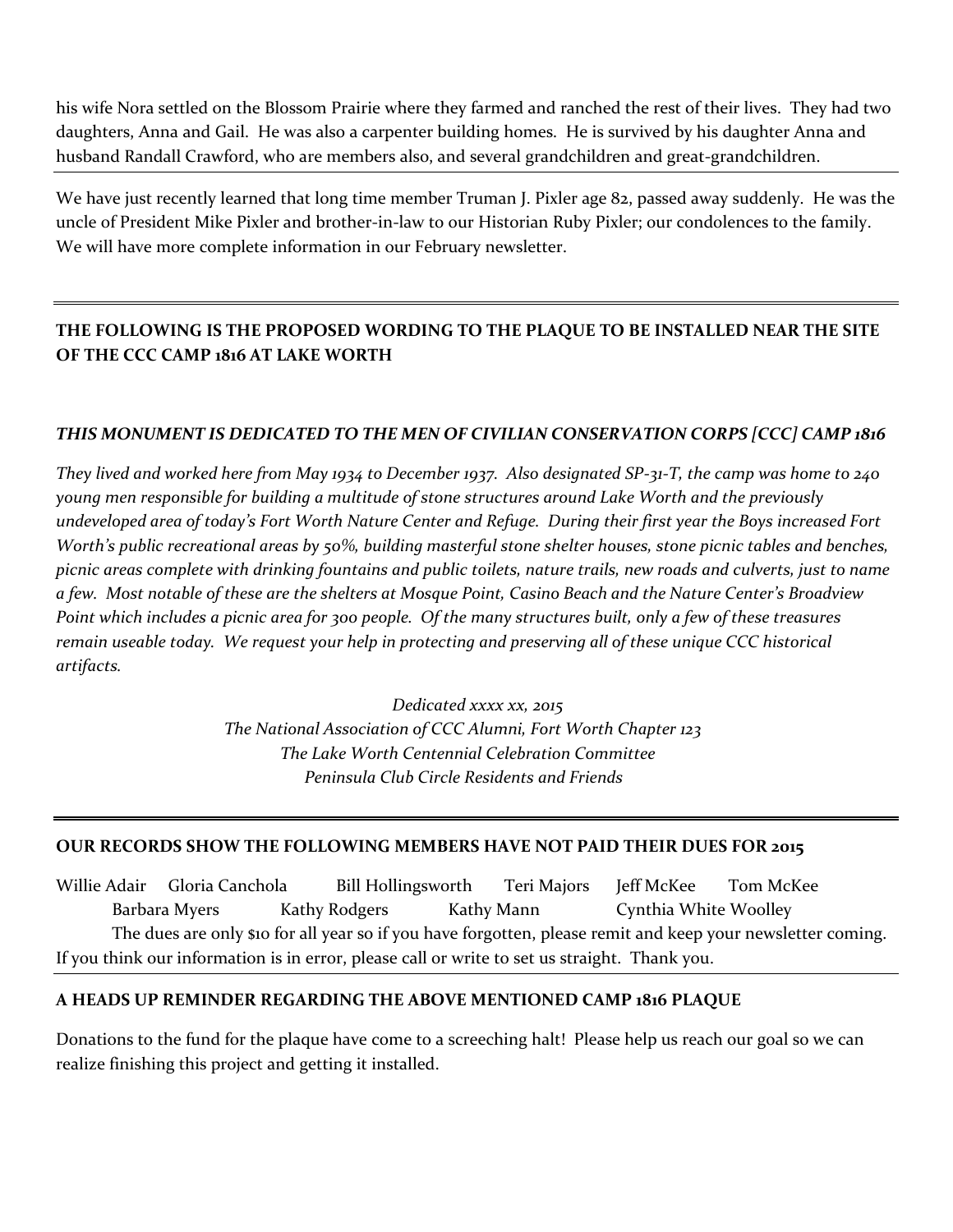his wife Nora settled on the Blossom Prairie where they farmed and ranched the rest of their lives. They had two daughters, Anna and Gail. He was also a carpenter building homes. He is survived by his daughter Anna and husband Randall Crawford, who are members also, and several grandchildren and great-grandchildren.

---

We have just recently learned that long time member Truman J. Pixler age 82, passed away suddenly. He was the uncle of President Mike Pixler and brother-in-law to our Historian Ruby Pixler; our condolences to the family. We will have more complete information in our February newsletter.

---

**THE FOLLOWING IS THE PROPOSED WORDING TO THE PLAQUE TO BE INSTALLED NEAR THE SITE OF THE CCC CAMP 1816 AT LAKE WORTH**

***THIS MONUMENT IS DEDICATED TO THE MEN OF CIVILIAN CONSERVATION CORPS [CCC] CAMP 1816***

*They lived and worked here from May 1934 to December 1937. Also designated SP-31-T, the camp was home to 240 young men responsible for building a multitude of stone structures around Lake Worth and the previously undeveloped area of today's Fort Worth Nature Center and Refuge. During their first year the Boys increased Fort Worth's public recreational areas by 50%, building masterful stone shelter houses, stone picnic tables and benches, picnic areas complete with drinking fountains and public toilets, nature trails, new roads and culverts, just to name a few. Most notable of these are the shelters at Mosque Point, Casino Beach and the Nature Center's Broadview Point which includes a picnic area for 300 people. Of the many structures built, only a few of these treasures remain useable today. We request your help in protecting and preserving all of these unique CCC historical artifacts.*

*Dedicated xxxx xx, 2015*
*The National Association of CCC Alumni, Fort Worth Chapter 123*
*The Lake Worth Centennial Celebration Committee*
*Peninsula Club Circle Residents and Friends*

---

**OUR RECORDS SHOW THE FOLLOWING MEMBERS HAVE NOT PAID THEIR DUES FOR 2015**

Willie Adair Gloria Canchola Bill Hollingsworth Teri Majors Jeff McKee Tom McKee Barbara Myers Kathy Rodgers Kathy Mann Cynthia White Woolley

The dues are only $10 for all year so if you have forgotten, please remit and keep your newsletter coming. If you think our information is in error, please call or write to set us straight. Thank you.

---

**A HEADS UP REMINDER REGARDING THE ABOVE MENTIONED CAMP 1816 PLAQUE**

Donations to the fund for the plaque have come to a screeching halt! Please help us reach our goal so we can realize finishing this project and getting it installed.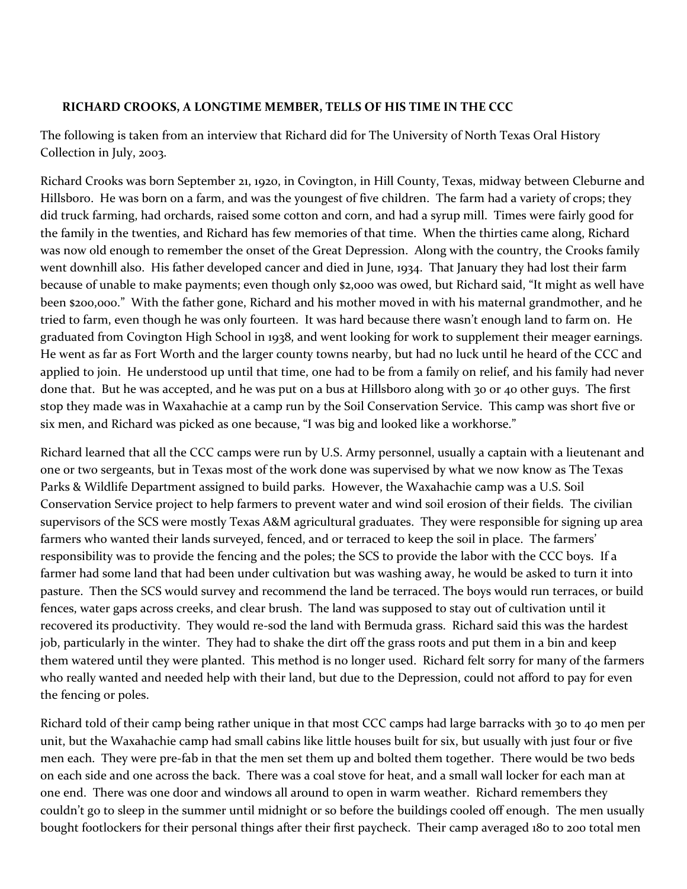**RICHARD CROOKS, A LONGTIME MEMBER, TELLS OF HIS TIME IN THE CCC**

The following is taken from an interview that Richard did for The University of North Texas Oral History Collection in July, 2003.

Richard Crooks was born September 21, 1920, in Covington, in Hill County, Texas, midway between Cleburne and Hillsboro. He was born on a farm, and was the youngest of five children. The farm had a variety of crops; they did truck farming, had orchards, raised some cotton and corn, and had a syrup mill. Times were fairly good for the family in the twenties, and Richard has few memories of that time. When the thirties came along, Richard was now old enough to remember the onset of the Great Depression. Along with the country, the Crooks family went downhill also. His father developed cancer and died in June, 1934. That January they had lost their farm because of unable to make payments; even though only $2,000 was owed, but Richard said, "It might as well have been $200,000." With the father gone, Richard and his mother moved in with his maternal grandmother, and he tried to farm, even though he was only fourteen. It was hard because there wasn't enough land to farm on. He graduated from Covington High School in 1938, and went looking for work to supplement their meager earnings. He went as far as Fort Worth and the larger county towns nearby, but had no luck until he heard of the CCC and applied to join. He understood up until that time, one had to be from a family on relief, and his family had never done that. But he was accepted, and he was put on a bus at Hillsboro along with 30 or 40 other guys. The first stop they made was in Waxahachie at a camp run by the Soil Conservation Service. This camp was short five or six men, and Richard was picked as one because, "I was big and looked like a workhorse."

Richard learned that all the CCC camps were run by U.S. Army personnel, usually a captain with a lieutenant and one or two sergeants, but in Texas most of the work done was supervised by what we now know as The Texas Parks & Wildlife Department assigned to build parks. However, the Waxahachie camp was a U.S. Soil Conservation Service project to help farmers to prevent water and wind soil erosion of their fields. The civilian supervisors of the SCS were mostly Texas A&M agricultural graduates. They were responsible for signing up area farmers who wanted their lands surveyed, fenced, and or terraced to keep the soil in place. The farmers' responsibility was to provide the fencing and the poles; the SCS to provide the labor with the CCC boys. If a farmer had some land that had been under cultivation but was washing away, he would be asked to turn it into pasture. Then the SCS would survey and recommend the land be terraced. The boys would run terraces, or build fences, water gaps across creeks, and clear brush. The land was supposed to stay out of cultivation until it recovered its productivity. They would re-sod the land with Bermuda grass. Richard said this was the hardest job, particularly in the winter. They had to shake the dirt off the grass roots and put them in a bin and keep them watered until they were planted. This method is no longer used. Richard felt sorry for many of the farmers who really wanted and needed help with their land, but due to the Depression, could not afford to pay for even the fencing or poles.

Richard told of their camp being rather unique in that most CCC camps had large barracks with 30 to 40 men per unit, but the Waxahachie camp had small cabins like little houses built for six, but usually with just four or five men each. They were pre-fab in that the men set them up and bolted them together. There would be two beds on each side and one across the back. There was a coal stove for heat, and a small wall locker for each man at one end. There was one door and windows all around to open in warm weather. Richard remembers they couldn't go to sleep in the summer until midnight or so before the buildings cooled off enough. The men usually bought footlockers for their personal things after their first paycheck. Their camp averaged 180 to 200 total men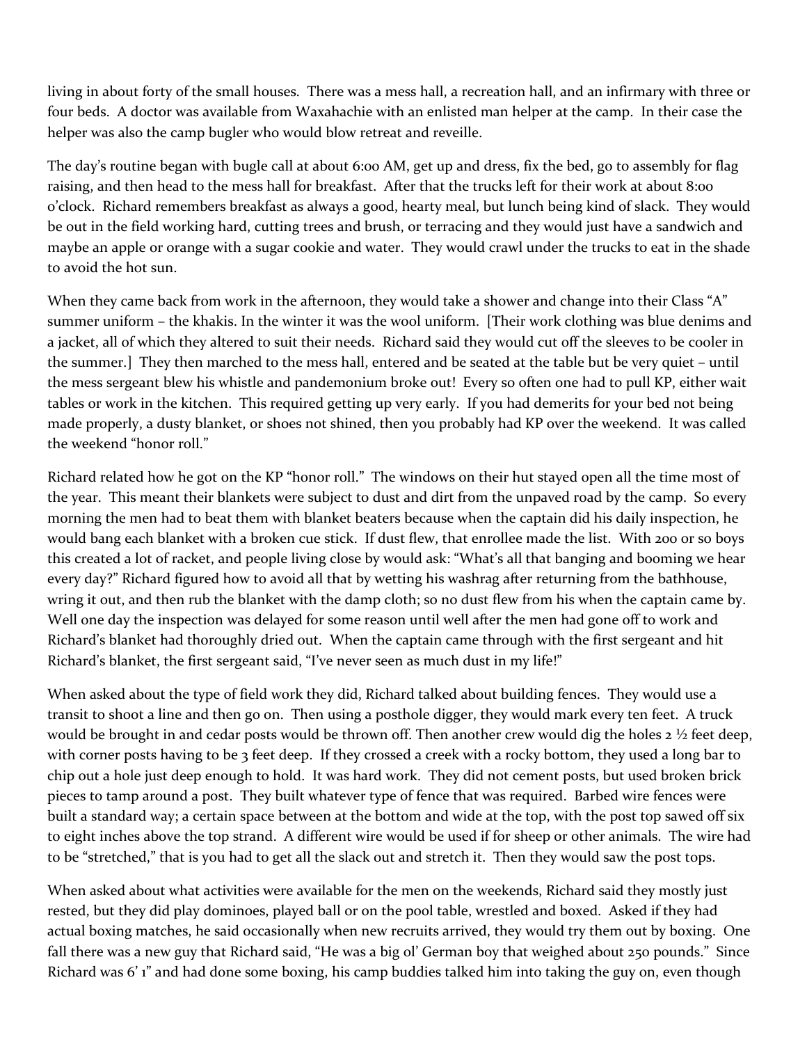living in about forty of the small houses. There was a mess hall, a recreation hall, and an infirmary with three or four beds. A doctor was available from Waxahachie with an enlisted man helper at the camp. In their case the helper was also the camp bugler who would blow retreat and reveille.

The day's routine began with bugle call at about 6:00 AM, get up and dress, fix the bed, go to assembly for flag raising, and then head to the mess hall for breakfast. After that the trucks left for their work at about 8:00 o'clock. Richard remembers breakfast as always a good, hearty meal, but lunch being kind of slack. They would be out in the field working hard, cutting trees and brush, or terracing and they would just have a sandwich and maybe an apple or orange with a sugar cookie and water. They would crawl under the trucks to eat in the shade to avoid the hot sun.

When they came back from work in the afternoon, they would take a shower and change into their Class "A" summer uniform – the khakis. In the winter it was the wool uniform. [Their work clothing was blue denims and a jacket, all of which they altered to suit their needs. Richard said they would cut off the sleeves to be cooler in the summer.] They then marched to the mess hall, entered and be seated at the table but be very quiet – until the mess sergeant blew his whistle and pandemonium broke out! Every so often one had to pull KP, either wait tables or work in the kitchen. This required getting up very early. If you had demerits for your bed not being made properly, a dusty blanket, or shoes not shined, then you probably had KP over the weekend. It was called the weekend "honor roll."

Richard related how he got on the KP "honor roll." The windows on their hut stayed open all the time most of the year. This meant their blankets were subject to dust and dirt from the unpaved road by the camp. So every morning the men had to beat them with blanket beaters because when the captain did his daily inspection, he would bang each blanket with a broken cue stick. If dust flew, that enrollee made the list. With 200 or so boys this created a lot of racket, and people living close by would ask: "What's all that banging and booming we hear every day?" Richard figured how to avoid all that by wetting his washrag after returning from the bathhouse, wring it out, and then rub the blanket with the damp cloth; so no dust flew from his when the captain came by. Well one day the inspection was delayed for some reason until well after the men had gone off to work and Richard's blanket had thoroughly dried out. When the captain came through with the first sergeant and hit Richard's blanket, the first sergeant said, "I've never seen as much dust in my life!"

When asked about the type of field work they did, Richard talked about building fences. They would use a transit to shoot a line and then go on. Then using a posthole digger, they would mark every ten feet. A truck would be brought in and cedar posts would be thrown off. Then another crew would dig the holes 2 ½ feet deep, with corner posts having to be 3 feet deep. If they crossed a creek with a rocky bottom, they used a long bar to chip out a hole just deep enough to hold. It was hard work. They did not cement posts, but used broken brick pieces to tamp around a post. They built whatever type of fence that was required. Barbed wire fences were built a standard way; a certain space between at the bottom and wide at the top, with the post top sawed off six to eight inches above the top strand. A different wire would be used if for sheep or other animals. The wire had to be "stretched," that is you had to get all the slack out and stretch it. Then they would saw the post tops.

When asked about what activities were available for the men on the weekends, Richard said they mostly just rested, but they did play dominoes, played ball or on the pool table, wrestled and boxed. Asked if they had actual boxing matches, he said occasionally when new recruits arrived, they would try them out by boxing. One fall there was a new guy that Richard said, "He was a big ol' German boy that weighed about 250 pounds." Since Richard was 6' 1" and had done some boxing, his camp buddies talked him into taking the guy on, even though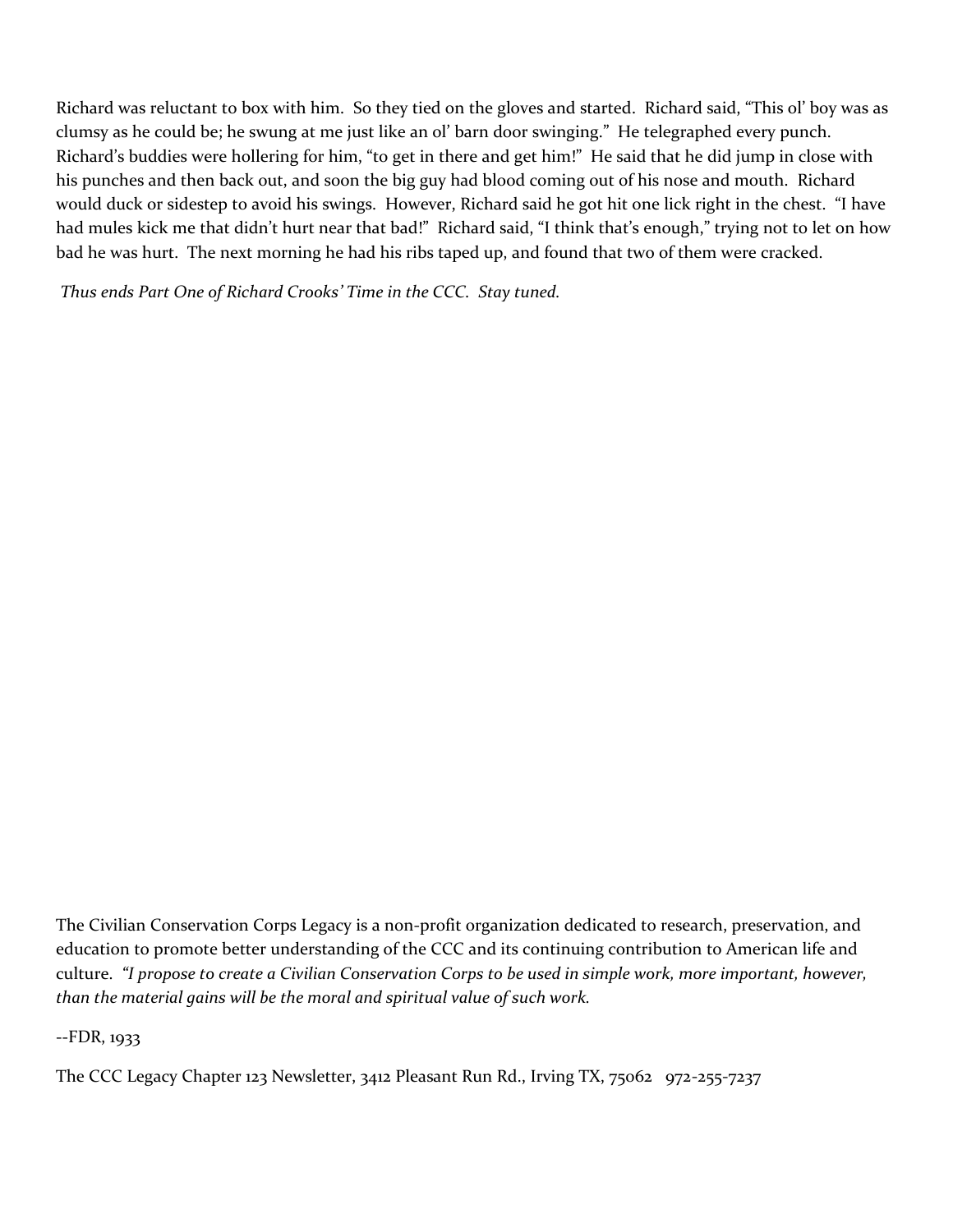Richard was reluctant to box with him. So they tied on the gloves and started. Richard said, "This ol' boy was as clumsy as he could be; he swung at me just like an ol' barn door swinging." He telegraphed every punch. Richard's buddies were hollering for him, "to get in there and get him!" He said that he did jump in close with his punches and then back out, and soon the big guy had blood coming out of his nose and mouth. Richard would duck or sidestep to avoid his swings. However, Richard said he got hit one lick right in the chest. "I have had mules kick me that didn't hurt near that bad!" Richard said, "I think that's enough," trying not to let on how bad he was hurt. The next morning he had his ribs taped up, and found that two of them were cracked.

*Thus ends Part One of Richard Crooks' Time in the CCC. Stay tuned.*

The Civilian Conservation Corps Legacy is a non-profit organization dedicated to research, preservation, and education to promote better understanding of the CCC and its continuing contribution to American life and culture. *"I propose to create a Civilian Conservation Corps to be used in simple work, more important, however, than the material gains will be the moral and spiritual value of such work.*

--FDR, 1933

The CCC Legacy Chapter 123 Newsletter, 3412 Pleasant Run Rd., Irving TX, 75062 972-255-7237